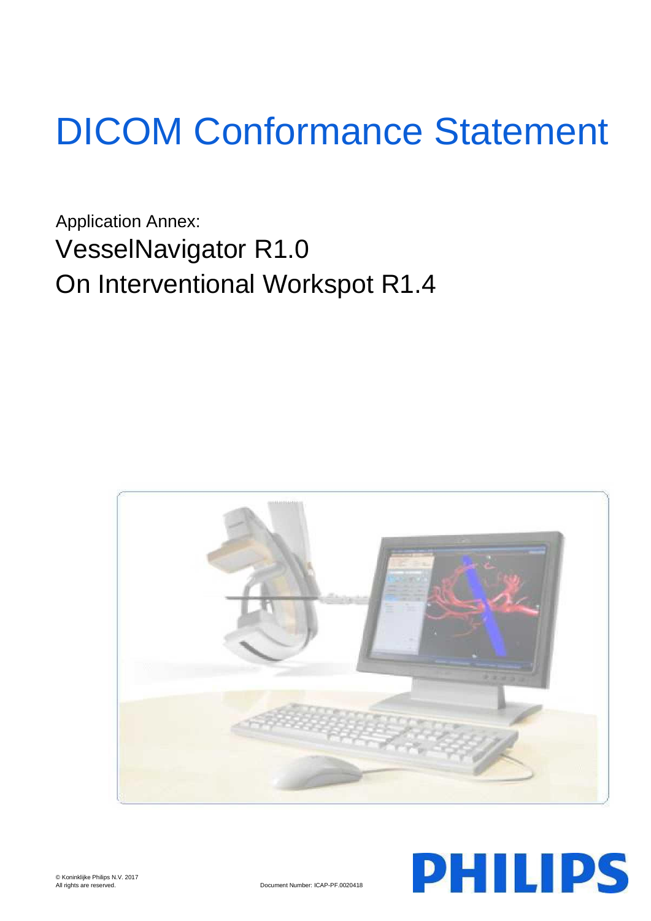# DICOM Conformance Statement

Application Annex:

## VesselNavigator R1.0
## On Interventional Workspot R1.4

© Koninklijke Philips N.V. 2017
All rights are reserved.

Document Number: ICAP-PF.0020418

PHILIPS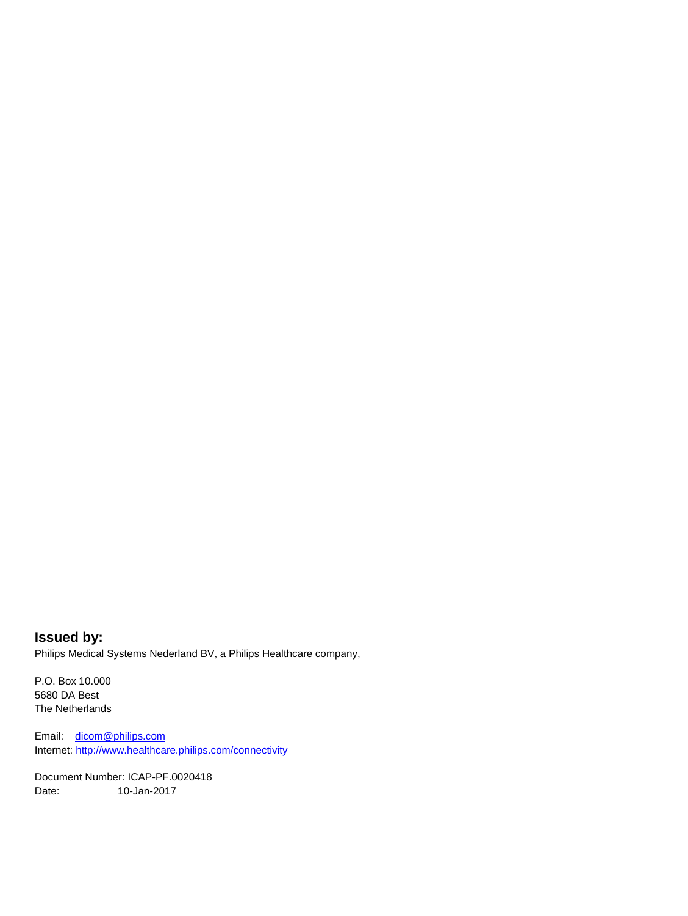**Issued by:**

Philips Medical Systems Nederland BV, a Philips Healthcare company,

P.O. Box 10.000
5680 DA Best
The Netherlands

Email: [dicom@philips.com](mailto:dicom@philips.com)
Internet: [http://www.healthcare.philips.com/connectivity](http://www.healthcare.philips.com/connectivity)

Document Number: ICAP-PF.0020418
Date: 10-Jan-2017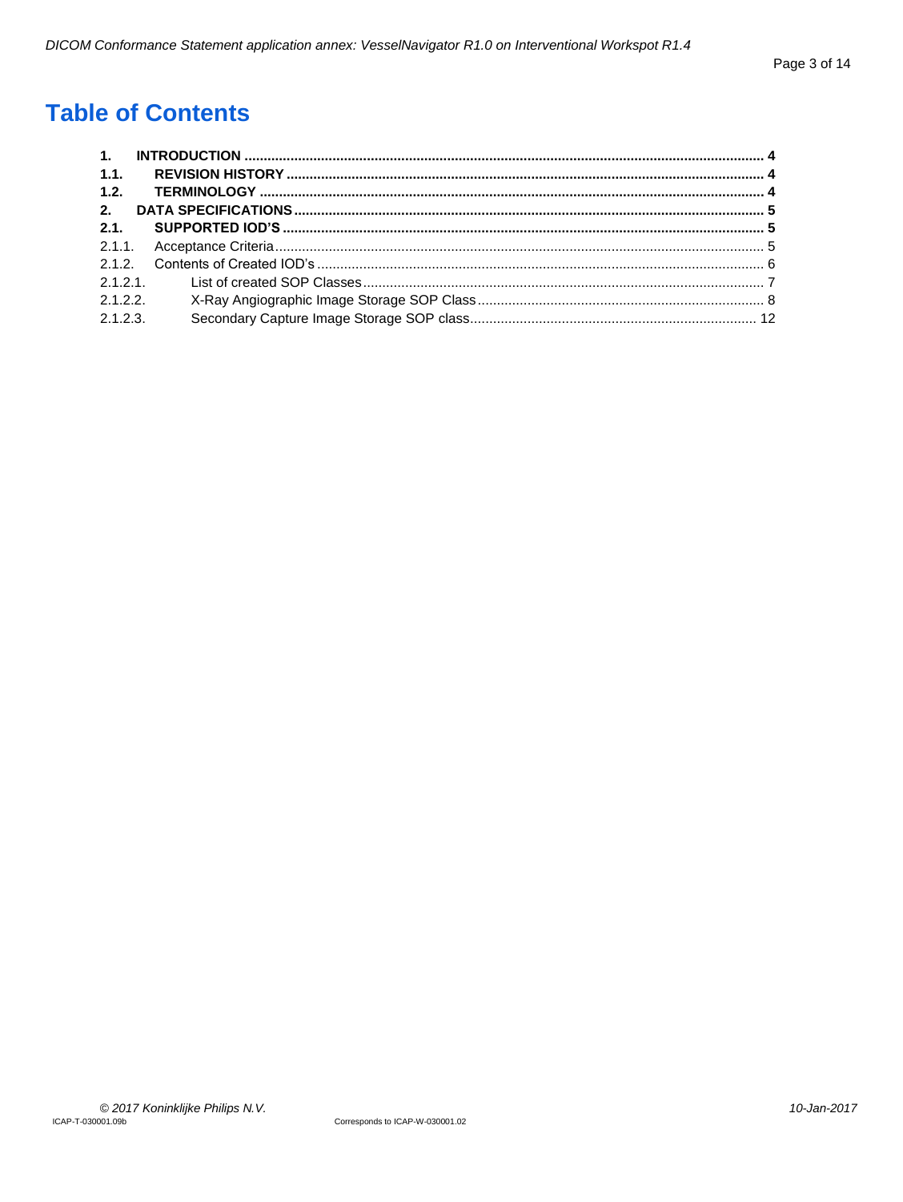# Table of Contents

**1. INTRODUCTION ..... 4**
**1.1. REVISION HISTORY ..... 4**
**1.2. TERMINOLOGY ..... 4**
**2. DATA SPECIFICATIONS ..... 5**
**2.1. SUPPORTED IOD'S ..... 5**
2.1.1. Acceptance Criteria ..... 5
2.1.2. Contents of Created IOD's ..... 6
2.1.2.1. List of created SOP Classes ..... 7
2.1.2.2. X-Ray Angiographic Image Storage SOP Class ..... 8
2.1.2.3. Secondary Capture Image Storage SOP class ..... 12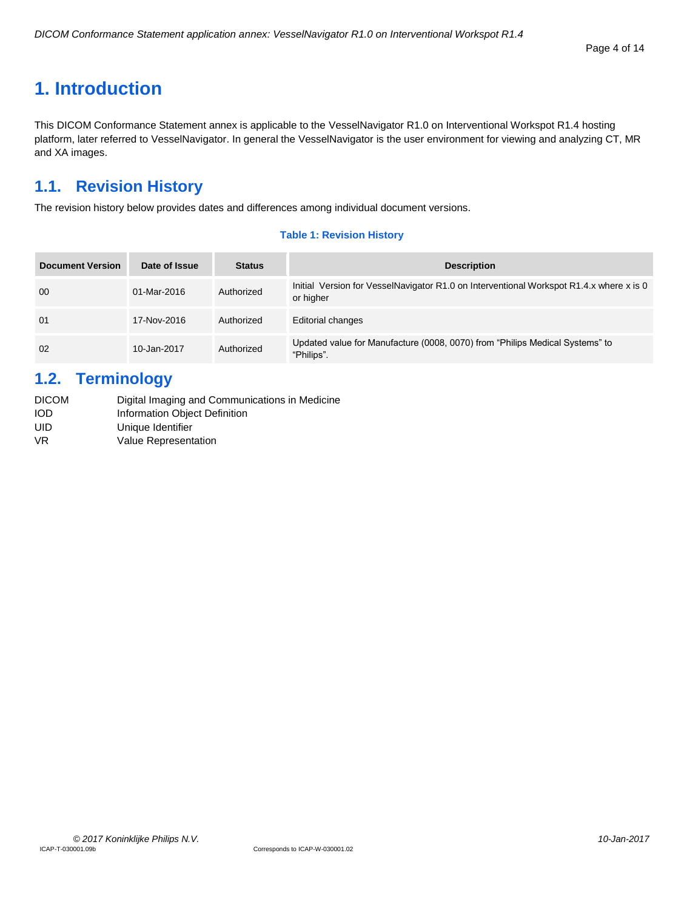# 1. Introduction

This DICOM Conformance Statement annex is applicable to the VesselNavigator R1.0 on Interventional Workspot R1.4 hosting platform, later referred to VesselNavigator. In general the VesselNavigator is the user environment for viewing and analyzing CT, MR and XA images.

## 1.1. Revision History

The revision history below provides dates and differences among individual document versions.

**Table 1: Revision History**

| Document Version | Date of Issue | Status | Description |
|---|---|---|---|
| 00 | 01-Mar-2016 | Authorized | Initial Version for VesselNavigator R1.0 on Interventional Workspot R1.4.x where x is 0 or higher |
| 01 | 17-Nov-2016 | Authorized | Editorial changes |
| 02 | 10-Jan-2017 | Authorized | Updated value for Manufacture (0008, 0070) from "Philips Medical Systems" to "Philips". |

## 1.2. Terminology

| | |
|---|---|
| DICOM | Digital Imaging and Communications in Medicine |
| IOD | Information Object Definition |
| UID | Unique Identifier |
| VR | Value Representation |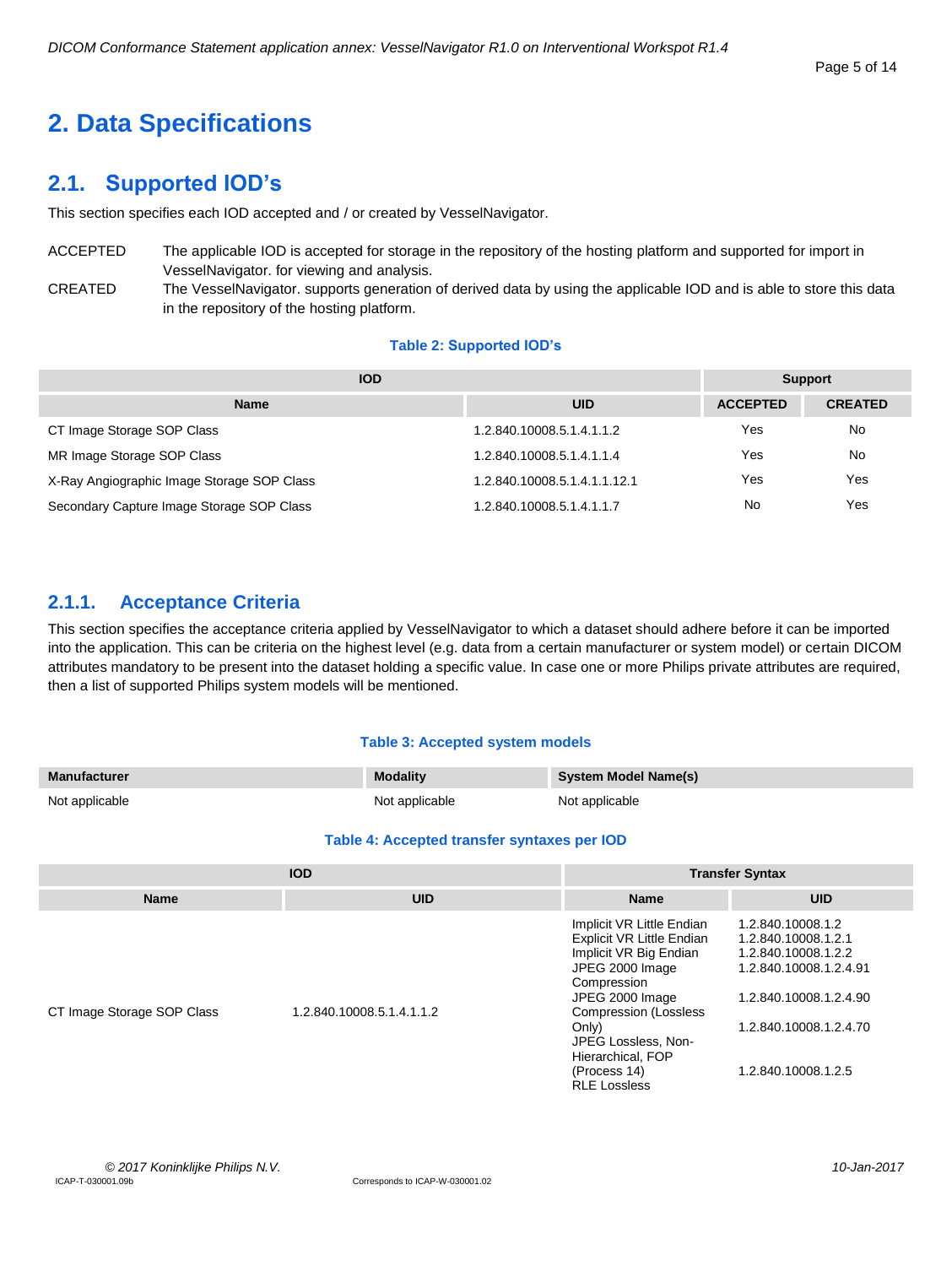# 2. Data Specifications

## 2.1. Supported IOD's

This section specifies each IOD accepted and / or created by VesselNavigator.

ACCEPTED The applicable IOD is accepted for storage in the repository of the hosting platform and supported for import in VesselNavigator. for viewing and analysis.

CREATED The VesselNavigator. supports generation of derived data by using the applicable IOD and is able to store this data in the repository of the hosting platform.

**Table 2: Supported IOD's**

| IOD | | Support | |
|---|---|---|---|
| **Name** | **UID** | **ACCEPTED** | **CREATED** |
| CT Image Storage SOP Class | 1.2.840.10008.5.1.4.1.1.2 | Yes | No |
| MR Image Storage SOP Class | 1.2.840.10008.5.1.4.1.1.4 | Yes | No |
| X-Ray Angiographic Image Storage SOP Class | 1.2.840.10008.5.1.4.1.1.12.1 | Yes | Yes |
| Secondary Capture Image Storage SOP Class | 1.2.840.10008.5.1.4.1.1.7 | No | Yes |

### 2.1.1. Acceptance Criteria

This section specifies the acceptance criteria applied by VesselNavigator to which a dataset should adhere before it can be imported into the application. This can be criteria on the highest level (e.g. data from a certain manufacturer or system model) or certain DICOM attributes mandatory to be present into the dataset holding a specific value. In case one or more Philips private attributes are required, then a list of supported Philips system models will be mentioned.

**Table 3: Accepted system models**

| Manufacturer | Modality | System Model Name(s) |
|---|---|---|
| Not applicable | Not applicable | Not applicable |

**Table 4: Accepted transfer syntaxes per IOD**

| IOD | | Transfer Syntax | |
|---|---|---|---|
| **Name** | **UID** | **Name** | **UID** |
| CT Image Storage SOP Class | 1.2.840.10008.5.1.4.1.1.2 | Implicit VR Little Endian | 1.2.840.10008.1.2 |
| | | Explicit VR Little Endian | 1.2.840.10008.1.2.1 |
| | | Implicit VR Big Endian | 1.2.840.10008.1.2.2 |
| | | JPEG 2000 Image Compression | 1.2.840.10008.1.2.4.91 |
| | | JPEG 2000 Image Compression (Lossless Only) | 1.2.840.10008.1.2.4.90 |
| | | JPEG Lossless, Non-Hierarchical, FOP (Process 14) | 1.2.840.10008.1.2.4.70 |
| | | RLE Lossless | 1.2.840.10008.1.2.5 |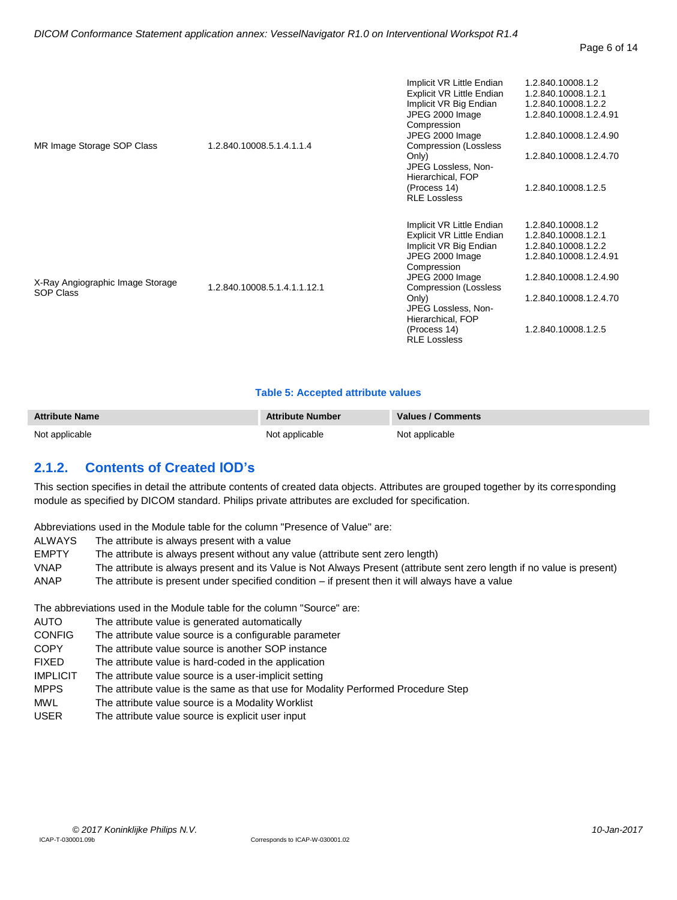| | | | |
|---|---|---|---|
| MR Image Storage SOP Class | 1.2.840.10008.5.1.4.1.1.4 | Implicit VR Little Endian<br>Explicit VR Little Endian<br>Implicit VR Big Endian<br>JPEG 2000 Image Compression<br>JPEG 2000 Image Compression (Lossless Only)<br>JPEG Lossless, Non-Hierarchical, FOP (Process 14)<br>RLE Lossless | 1.2.840.10008.1.2<br>1.2.840.10008.1.2.1<br>1.2.840.10008.1.2.2<br>1.2.840.10008.1.2.4.91<br>1.2.840.10008.1.2.4.90<br>1.2.840.10008.1.2.4.70<br>1.2.840.10008.1.2.5 |
| X-Ray Angiographic Image Storage SOP Class | 1.2.840.10008.5.1.4.1.1.12.1 | Implicit VR Little Endian<br>Explicit VR Little Endian<br>Implicit VR Big Endian<br>JPEG 2000 Image Compression<br>JPEG 2000 Image Compression (Lossless Only)<br>JPEG Lossless, Non-Hierarchical, FOP (Process 14)<br>RLE Lossless | 1.2.840.10008.1.2<br>1.2.840.10008.1.2.1<br>1.2.840.10008.1.2.2<br>1.2.840.10008.1.2.4.91<br>1.2.840.10008.1.2.4.90<br>1.2.840.10008.1.2.4.70<br>1.2.840.10008.1.2.5 |

**Table 5: Accepted attribute values**

| Attribute Name | Attribute Number | Values / Comments |
|---|---|---|
| Not applicable | Not applicable | Not applicable |

## 2.1.2. Contents of Created IOD's

This section specifies in detail the attribute contents of created data objects. Attributes are grouped together by its corresponding module as specified by DICOM standard. Philips private attributes are excluded for specification.

Abbreviations used in the Module table for the column "Presence of Value" are:

- ALWAYS The attribute is always present with a value
- EMPTY The attribute is always present without any value (attribute sent zero length)
- VNAP The attribute is always present and its Value is Not Always Present (attribute sent zero length if no value is present)
- ANAP The attribute is present under specified condition – if present then it will always have a value

The abbreviations used in the Module table for the column "Source" are:

- AUTO The attribute value is generated automatically
- CONFIG The attribute value source is a configurable parameter
- COPY The attribute value source is another SOP instance
- FIXED The attribute value is hard-coded in the application
- IMPLICIT The attribute value source is a user-implicit setting
- MPPS The attribute value is the same as that use for Modality Performed Procedure Step
- MWL The attribute value source is a Modality Worklist
- USER The attribute value source is explicit user input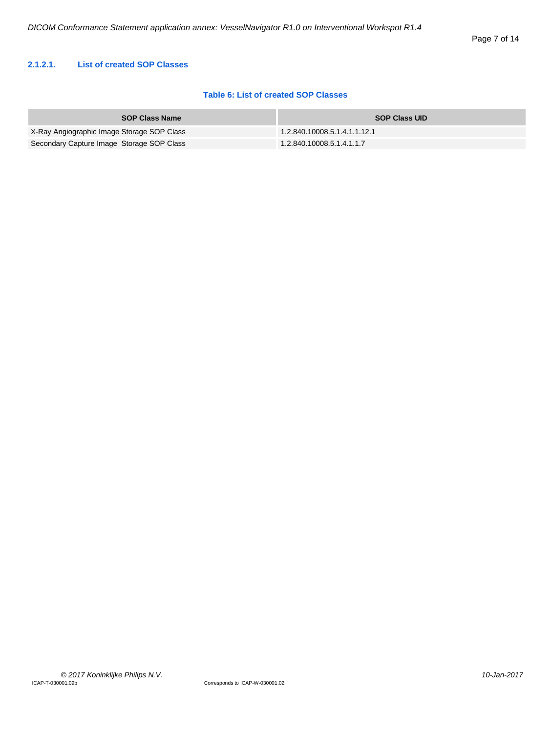#### 2.1.2.1. List of created SOP Classes

**Table 6: List of created SOP Classes**

| SOP Class Name | SOP Class UID |
|---|---|
| X-Ray Angiographic Image Storage SOP Class | 1.2.840.10008.5.1.4.1.1.12.1 |
| Secondary Capture Image  Storage SOP Class | 1.2.840.10008.5.1.4.1.1.7 |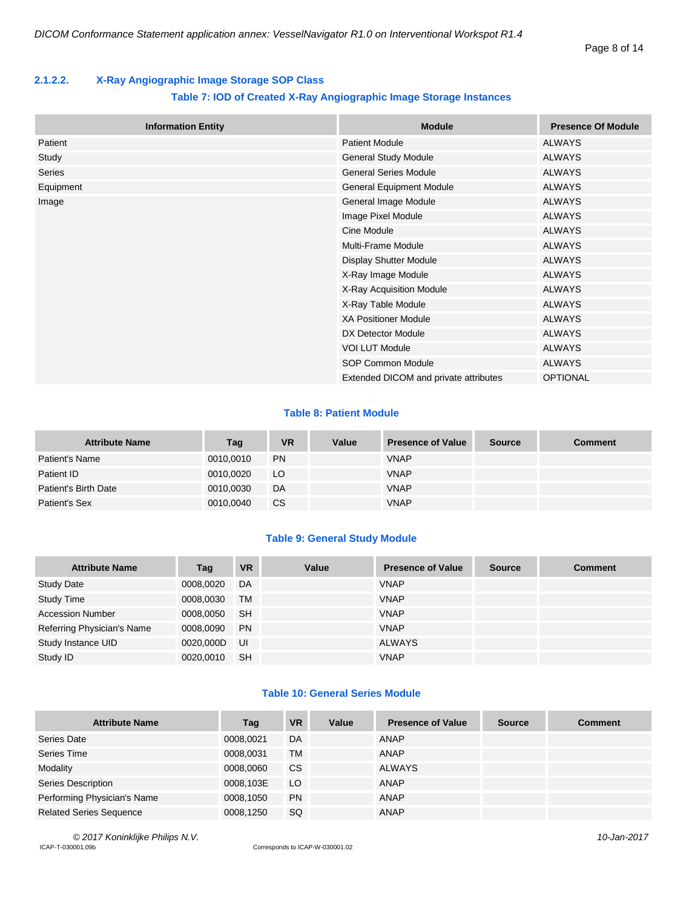#### 2.1.2.2. X-Ray Angiographic Image Storage SOP Class

**Table 7: IOD of Created X-Ray Angiographic Image Storage Instances**

| Information Entity | Module | Presence Of Module |
|---|---|---|
| Patient | Patient Module | ALWAYS |
| Study | General Study Module | ALWAYS |
| Series | General Series Module | ALWAYS |
| Equipment | General Equipment Module | ALWAYS |
| Image | General Image Module | ALWAYS |
| | Image Pixel Module | ALWAYS |
| | Cine Module | ALWAYS |
| | Multi-Frame Module | ALWAYS |
| | Display Shutter Module | ALWAYS |
| | X-Ray Image Module | ALWAYS |
| | X-Ray Acquisition Module | ALWAYS |
| | X-Ray Table Module | ALWAYS |
| | XA Positioner Module | ALWAYS |
| | DX Detector Module | ALWAYS |
| | VOI LUT Module | ALWAYS |
| | SOP Common Module | ALWAYS |
| | Extended DICOM and private attributes | OPTIONAL |

**Table 8: Patient Module**

| Attribute Name | Tag | VR | Value | Presence of Value | Source | Comment |
|---|---|---|---|---|---|---|
| Patient's Name | 0010,0010 | PN | | VNAP | | |
| Patient ID | 0010,0020 | LO | | VNAP | | |
| Patient's Birth Date | 0010,0030 | DA | | VNAP | | |
| Patient's Sex | 0010,0040 | CS | | VNAP | | |

**Table 9: General Study Module**

| Attribute Name | Tag | VR | Value | Presence of Value | Source | Comment |
|---|---|---|---|---|---|---|
| Study Date | 0008,0020 | DA | | VNAP | | |
| Study Time | 0008,0030 | TM | | VNAP | | |
| Accession Number | 0008,0050 | SH | | VNAP | | |
| Referring Physician's Name | 0008,0090 | PN | | VNAP | | |
| Study Instance UID | 0020,000D | UI | | ALWAYS | | |
| Study ID | 0020,0010 | SH | | VNAP | | |

**Table 10: General Series Module**

| Attribute Name | Tag | VR | Value | Presence of Value | Source | Comment |
|---|---|---|---|---|---|---|
| Series Date | 0008,0021 | DA | | ANAP | | |
| Series Time | 0008,0031 | TM | | ANAP | | |
| Modality | 0008,0060 | CS | | ALWAYS | | |
| Series Description | 0008,103E | LO | | ANAP | | |
| Performing Physician's Name | 0008,1050 | PN | | ANAP | | |
| Related Series Sequence | 0008,1250 | SQ | | ANAP | | |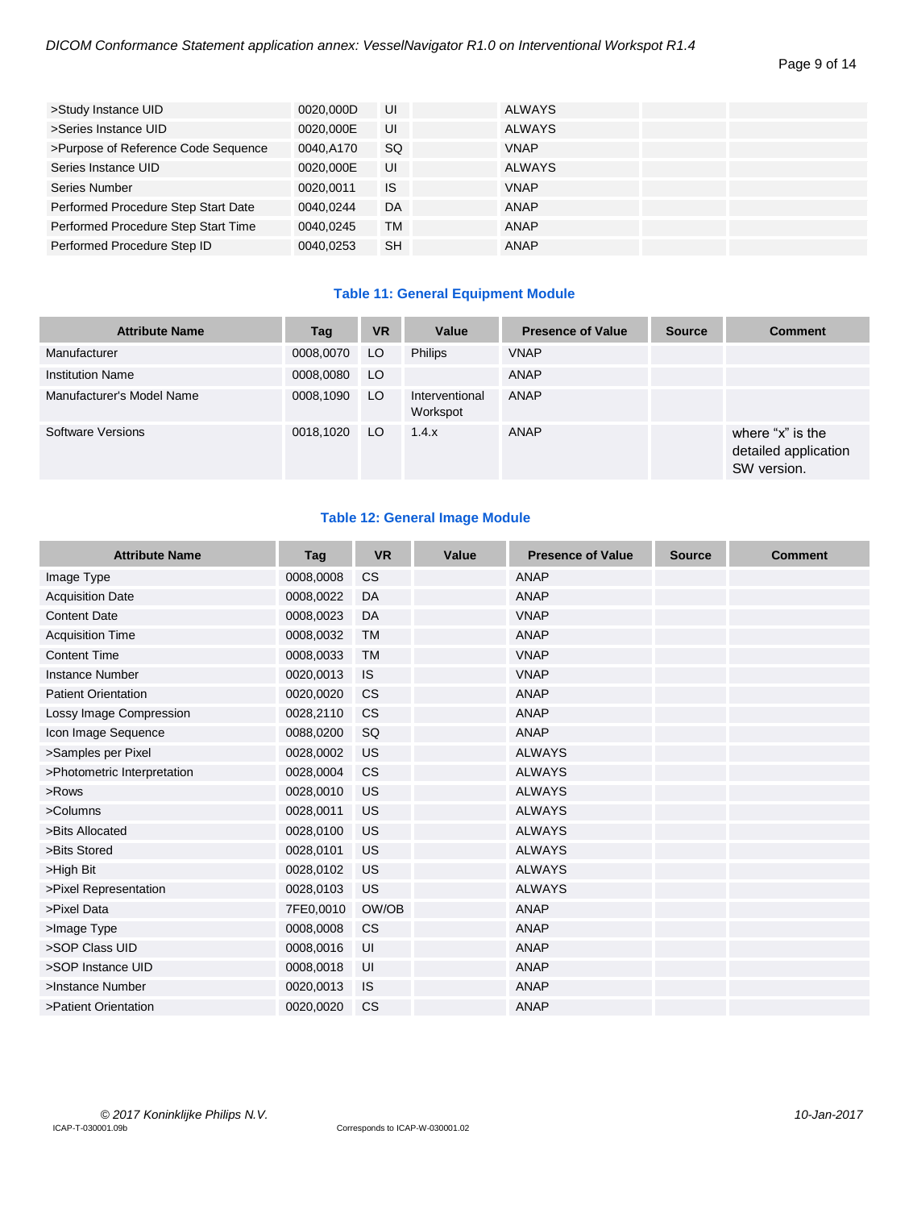| >Study Instance UID | 0020,000D | UI | | ALWAYS | | |
|---|---|---|---|---|---|---|
| >Series Instance UID | 0020,000E | UI | | ALWAYS | | |
| >Purpose of Reference Code Sequence | 0040,A170 | SQ | | VNAP | | |
| Series Instance UID | 0020,000E | UI | | ALWAYS | | |
| Series Number | 0020,0011 | IS | | VNAP | | |
| Performed Procedure Step Start Date | 0040,0244 | DA | | ANAP | | |
| Performed Procedure Step Start Time | 0040,0245 | TM | | ANAP | | |
| Performed Procedure Step ID | 0040,0253 | SH | | ANAP | | |

**Table 11: General Equipment Module**

| Attribute Name | Tag | VR | Value | Presence of Value | Source | Comment |
|---|---|---|---|---|---|---|
| Manufacturer | 0008,0070 | LO | Philips | VNAP | | |
| Institution Name | 0008,0080 | LO | | ANAP | | |
| Manufacturer's Model Name | 0008,1090 | LO | Interventional Workspot | ANAP | | |
| Software Versions | 0018,1020 | LO | 1.4.x | ANAP | | where "x" is the detailed application SW version. |

**Table 12: General Image Module**

| Attribute Name | Tag | VR | Value | Presence of Value | Source | Comment |
|---|---|---|---|---|---|---|
| Image Type | 0008,0008 | CS | | ANAP | | |
| Acquisition Date | 0008,0022 | DA | | ANAP | | |
| Content Date | 0008,0023 | DA | | VNAP | | |
| Acquisition Time | 0008,0032 | TM | | ANAP | | |
| Content Time | 0008,0033 | TM | | VNAP | | |
| Instance Number | 0020,0013 | IS | | VNAP | | |
| Patient Orientation | 0020,0020 | CS | | ANAP | | |
| Lossy Image Compression | 0028,2110 | CS | | ANAP | | |
| Icon Image Sequence | 0088,0200 | SQ | | ANAP | | |
| >Samples per Pixel | 0028,0002 | US | | ALWAYS | | |
| >Photometric Interpretation | 0028,0004 | CS | | ALWAYS | | |
| >Rows | 0028,0010 | US | | ALWAYS | | |
| >Columns | 0028,0011 | US | | ALWAYS | | |
| >Bits Allocated | 0028,0100 | US | | ALWAYS | | |
| >Bits Stored | 0028,0101 | US | | ALWAYS | | |
| >High Bit | 0028,0102 | US | | ALWAYS | | |
| >Pixel Representation | 0028,0103 | US | | ALWAYS | | |
| >Pixel Data | 7FE0,0010 | OW/OB | | ANAP | | |
| >Image Type | 0008,0008 | CS | | ANAP | | |
| >SOP Class UID | 0008,0016 | UI | | ANAP | | |
| >SOP Instance UID | 0008,0018 | UI | | ANAP | | |
| >Instance Number | 0020,0013 | IS | | ANAP | | |
| >Patient Orientation | 0020,0020 | CS | | ANAP | | |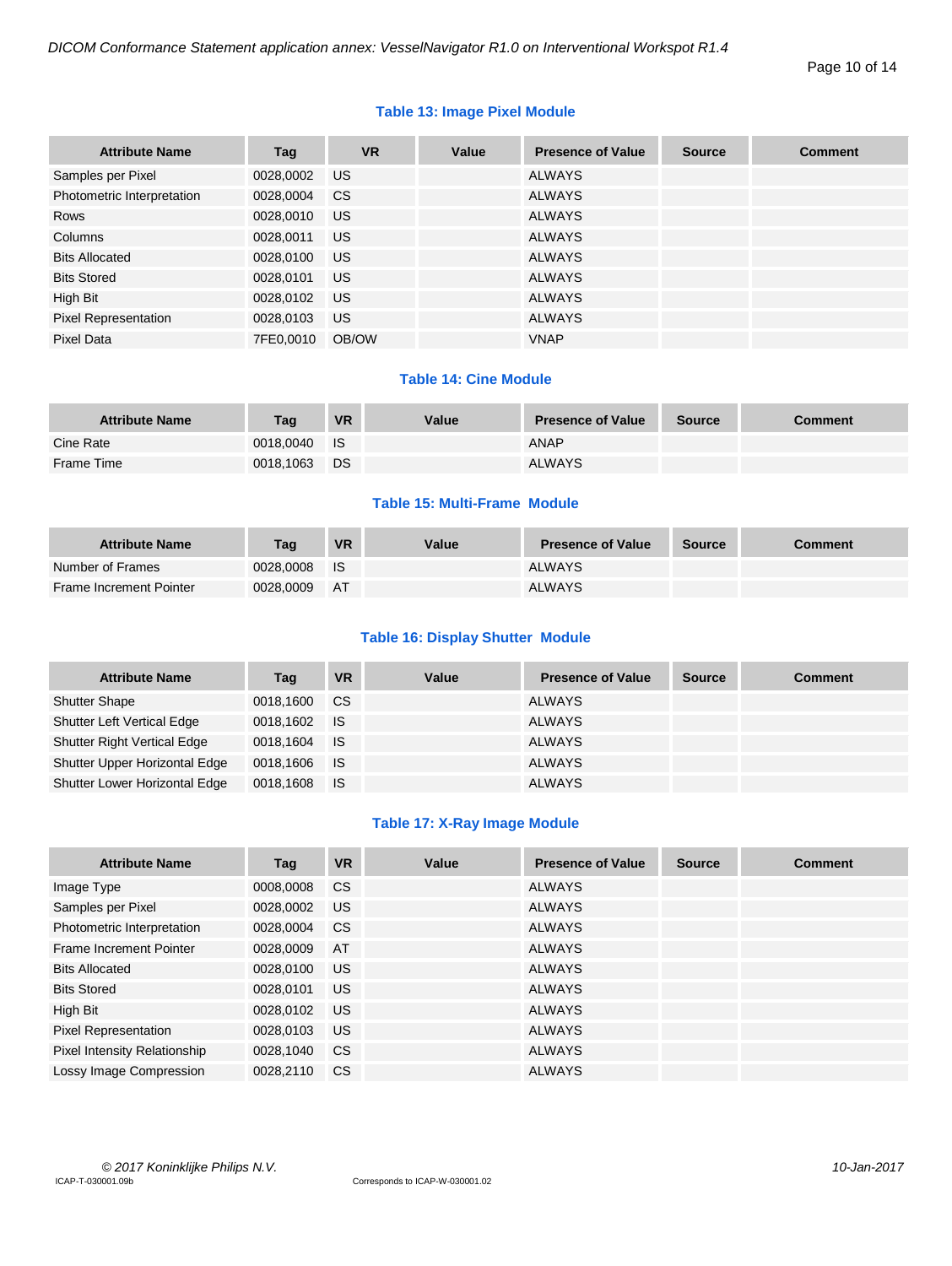**Table 13: Image Pixel Module**

| Attribute Name | Tag | VR | Value | Presence of Value | Source | Comment |
|---|---|---|---|---|---|---|
| Samples per Pixel | 0028,0002 | US | | ALWAYS | | |
| Photometric Interpretation | 0028,0004 | CS | | ALWAYS | | |
| Rows | 0028,0010 | US | | ALWAYS | | |
| Columns | 0028,0011 | US | | ALWAYS | | |
| Bits Allocated | 0028,0100 | US | | ALWAYS | | |
| Bits Stored | 0028,0101 | US | | ALWAYS | | |
| High Bit | 0028,0102 | US | | ALWAYS | | |
| Pixel Representation | 0028,0103 | US | | ALWAYS | | |
| Pixel Data | 7FE0,0010 | OB/OW | | VNAP | | |

**Table 14: Cine Module**

| Attribute Name | Tag | VR | Value | Presence of Value | Source | Comment |
|---|---|---|---|---|---|---|
| Cine Rate | 0018,0040 | IS | | ANAP | | |
| Frame Time | 0018,1063 | DS | | ALWAYS | | |

**Table 15: Multi-Frame Module**

| Attribute Name | Tag | VR | Value | Presence of Value | Source | Comment |
|---|---|---|---|---|---|---|
| Number of Frames | 0028,0008 | IS | | ALWAYS | | |
| Frame Increment Pointer | 0028,0009 | AT | | ALWAYS | | |

**Table 16: Display Shutter Module**

| Attribute Name | Tag | VR | Value | Presence of Value | Source | Comment |
|---|---|---|---|---|---|---|
| Shutter Shape | 0018,1600 | CS | | ALWAYS | | |
| Shutter Left Vertical Edge | 0018,1602 | IS | | ALWAYS | | |
| Shutter Right Vertical Edge | 0018,1604 | IS | | ALWAYS | | |
| Shutter Upper Horizontal Edge | 0018,1606 | IS | | ALWAYS | | |
| Shutter Lower Horizontal Edge | 0018,1608 | IS | | ALWAYS | | |

**Table 17: X-Ray Image Module**

| Attribute Name | Tag | VR | Value | Presence of Value | Source | Comment |
|---|---|---|---|---|---|---|
| Image Type | 0008,0008 | CS | | ALWAYS | | |
| Samples per Pixel | 0028,0002 | US | | ALWAYS | | |
| Photometric Interpretation | 0028,0004 | CS | | ALWAYS | | |
| Frame Increment Pointer | 0028,0009 | AT | | ALWAYS | | |
| Bits Allocated | 0028,0100 | US | | ALWAYS | | |
| Bits Stored | 0028,0101 | US | | ALWAYS | | |
| High Bit | 0028,0102 | US | | ALWAYS | | |
| Pixel Representation | 0028,0103 | US | | ALWAYS | | |
| Pixel Intensity Relationship | 0028,1040 | CS | | ALWAYS | | |
| Lossy Image Compression | 0028,2110 | CS | | ALWAYS | | |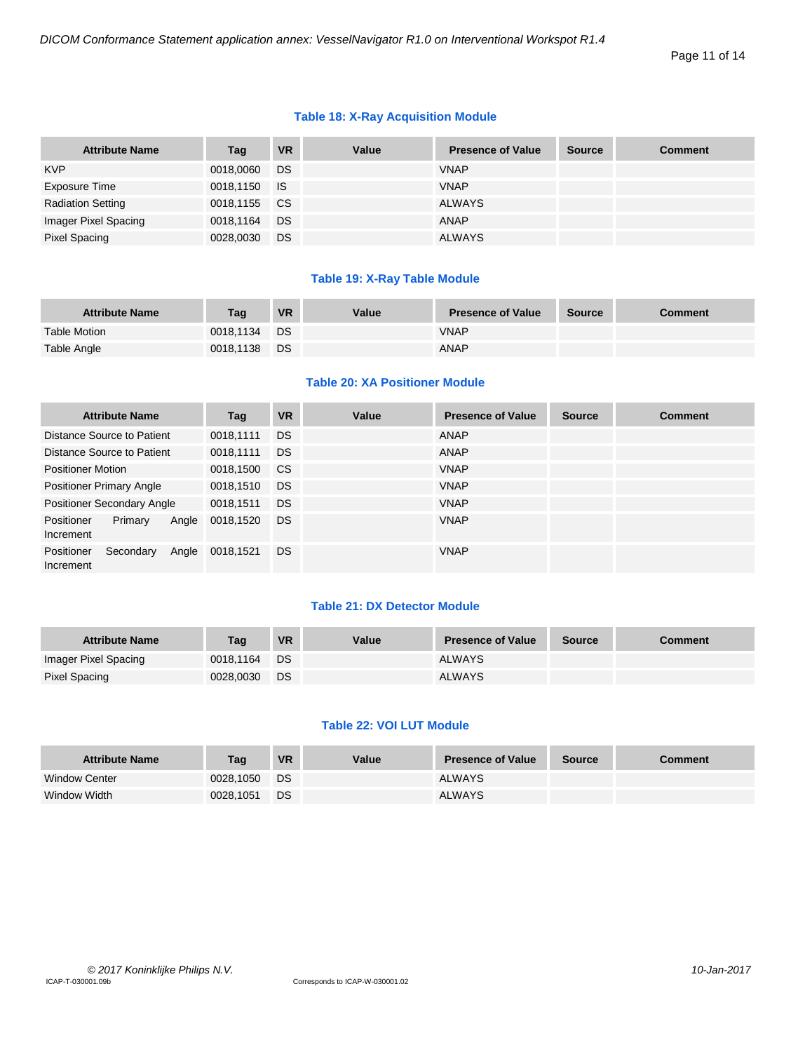**Table 18: X-Ray Acquisition Module**

| Attribute Name | Tag | VR | Value | Presence of Value | Source | Comment |
|---|---|---|---|---|---|---|
| KVP | 0018,0060 | DS | | VNAP | | |
| Exposure Time | 0018,1150 | IS | | VNAP | | |
| Radiation Setting | 0018,1155 | CS | | ALWAYS | | |
| Imager Pixel Spacing | 0018,1164 | DS | | ANAP | | |
| Pixel Spacing | 0028,0030 | DS | | ALWAYS | | |

**Table 19: X-Ray Table Module**

| Attribute Name | Tag | VR | Value | Presence of Value | Source | Comment |
|---|---|---|---|---|---|---|
| Table Motion | 0018,1134 | DS | | VNAP | | |
| Table Angle | 0018,1138 | DS | | ANAP | | |

**Table 20: XA Positioner Module**

| Attribute Name | Tag | VR | Value | Presence of Value | Source | Comment |
|---|---|---|---|---|---|---|
| Distance Source to Patient | 0018,1111 | DS | | ANAP | | |
| Distance Source to Patient | 0018,1111 | DS | | ANAP | | |
| Positioner Motion | 0018,1500 | CS | | VNAP | | |
| Positioner Primary Angle | 0018,1510 | DS | | VNAP | | |
| Positioner Secondary Angle | 0018,1511 | DS | | VNAP | | |
| Positioner Primary Angle Increment | 0018,1520 | DS | | VNAP | | |
| Positioner Secondary Angle Increment | 0018,1521 | DS | | VNAP | | |

**Table 21: DX Detector Module**

| Attribute Name | Tag | VR | Value | Presence of Value | Source | Comment |
|---|---|---|---|---|---|---|
| Imager Pixel Spacing | 0018,1164 | DS | | ALWAYS | | |
| Pixel Spacing | 0028,0030 | DS | | ALWAYS | | |

**Table 22: VOI LUT Module**

| Attribute Name | Tag | VR | Value | Presence of Value | Source | Comment |
|---|---|---|---|---|---|---|
| Window Center | 0028,1050 | DS | | ALWAYS | | |
| Window Width | 0028,1051 | DS | | ALWAYS | | |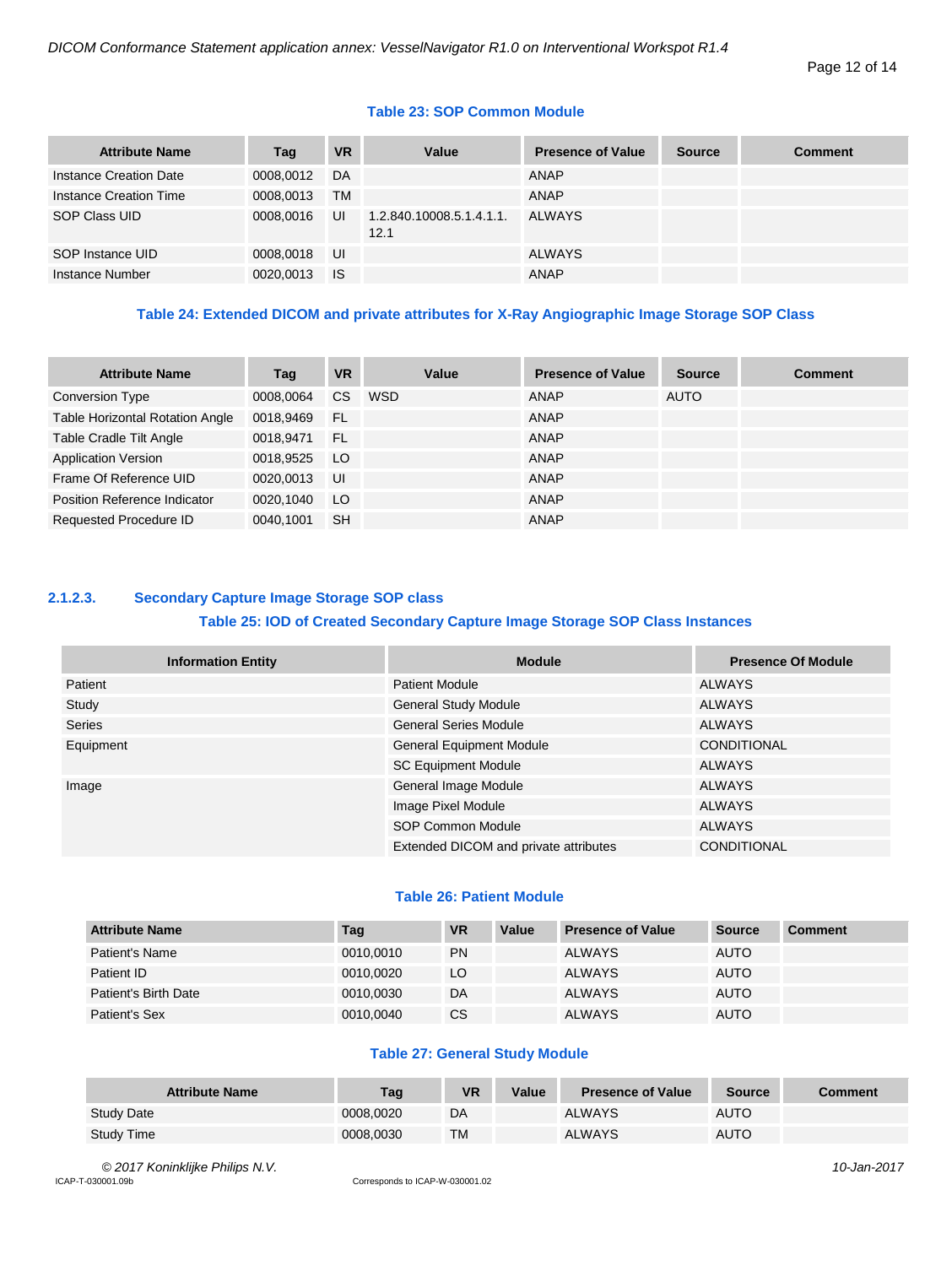**Table 23: SOP Common Module**

| Attribute Name | Tag | VR | Value | Presence of Value | Source | Comment |
|---|---|---|---|---|---|---|
| Instance Creation Date | 0008,0012 | DA | | ANAP | | |
| Instance Creation Time | 0008,0013 | TM | | ANAP | | |
| SOP Class UID | 0008,0016 | UI | 1.2.840.10008.5.1.4.1.1.12.1 | ALWAYS | | |
| SOP Instance UID | 0008,0018 | UI | | ALWAYS | | |
| Instance Number | 0020,0013 | IS | | ANAP | | |

**Table 24: Extended DICOM and private attributes for X-Ray Angiographic Image Storage SOP Class**

| Attribute Name | Tag | VR | Value | Presence of Value | Source | Comment |
|---|---|---|---|---|---|---|
| Conversion Type | 0008,0064 | CS | WSD | ANAP | AUTO | |
| Table Horizontal Rotation Angle | 0018,9469 | FL | | ANAP | | |
| Table Cradle Tilt Angle | 0018,9471 | FL | | ANAP | | |
| Application Version | 0018,9525 | LO | | ANAP | | |
| Frame Of Reference UID | 0020,0013 | UI | | ANAP | | |
| Position Reference Indicator | 0020,1040 | LO | | ANAP | | |
| Requested Procedure ID | 0040,1001 | SH | | ANAP | | |

### 2.1.2.3. Secondary Capture Image Storage SOP class

**Table 25: IOD of Created Secondary Capture Image Storage SOP Class Instances**

| Information Entity | Module | Presence Of Module |
|---|---|---|
| Patient | Patient Module | ALWAYS |
| Study | General Study Module | ALWAYS |
| Series | General Series Module | ALWAYS |
| Equipment | General Equipment Module | CONDITIONAL |
| | SC Equipment Module | ALWAYS |
| Image | General Image Module | ALWAYS |
| | Image Pixel Module | ALWAYS |
| | SOP Common Module | ALWAYS |
| | Extended DICOM and private attributes | CONDITIONAL |

**Table 26: Patient Module**

| Attribute Name | Tag | VR | Value | Presence of Value | Source | Comment |
|---|---|---|---|---|---|---|
| Patient's Name | 0010,0010 | PN | | ALWAYS | AUTO | |
| Patient ID | 0010,0020 | LO | | ALWAYS | AUTO | |
| Patient's Birth Date | 0010,0030 | DA | | ALWAYS | AUTO | |
| Patient's Sex | 0010,0040 | CS | | ALWAYS | AUTO | |

**Table 27: General Study Module**

| Attribute Name | Tag | VR | Value | Presence of Value | Source | Comment |
|---|---|---|---|---|---|---|
| Study Date | 0008,0020 | DA | | ALWAYS | AUTO | |
| Study Time | 0008,0030 | TM | | ALWAYS | AUTO | |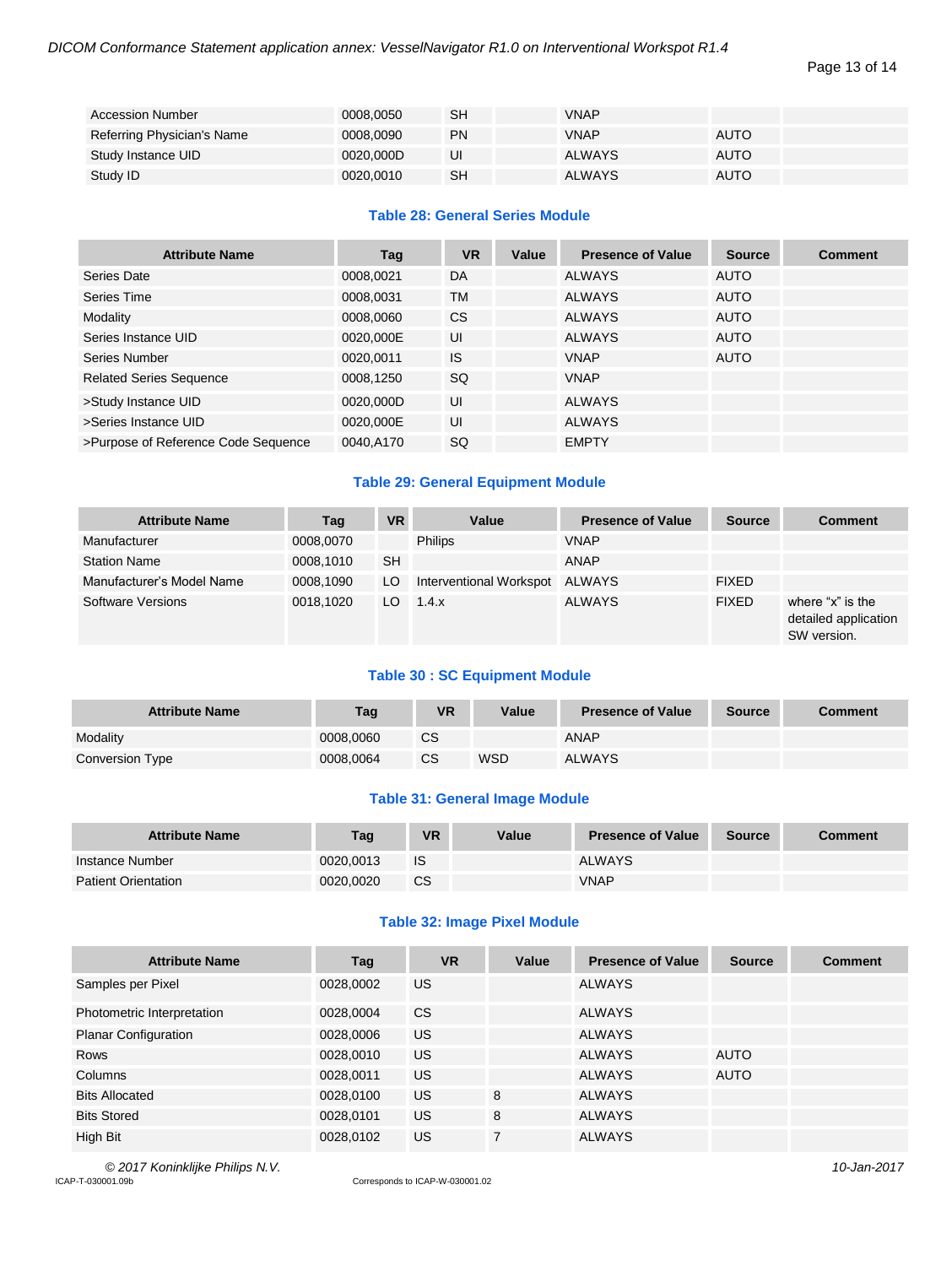| Accession Number | 0008,0050 | SH | | VNAP | | |
|---|---|---|---|---|---|---|
| Referring Physician's Name | 0008,0090 | PN | | VNAP | AUTO | |
| Study Instance UID | 0020,000D | UI | | ALWAYS | AUTO | |
| Study ID | 0020,0010 | SH | | ALWAYS | AUTO | |

### Table 28: General Series Module

| Attribute Name | Tag | VR | Value | Presence of Value | Source | Comment |
|---|---|---|---|---|---|---|
| Series Date | 0008,0021 | DA | | ALWAYS | AUTO | |
| Series Time | 0008,0031 | TM | | ALWAYS | AUTO | |
| Modality | 0008,0060 | CS | | ALWAYS | AUTO | |
| Series Instance UID | 0020,000E | UI | | ALWAYS | AUTO | |
| Series Number | 0020,0011 | IS | | VNAP | AUTO | |
| Related Series Sequence | 0008,1250 | SQ | | VNAP | | |
| >Study Instance UID | 0020,000D | UI | | ALWAYS | | |
| >Series Instance UID | 0020,000E | UI | | ALWAYS | | |
| >Purpose of Reference Code Sequence | 0040,A170 | SQ | | EMPTY | | |

### Table 29: General Equipment Module

| Attribute Name | Tag | VR | Value | Presence of Value | Source | Comment |
|---|---|---|---|---|---|---|
| Manufacturer | 0008,0070 | | Philips | VNAP | | |
| Station Name | 0008,1010 | SH | | ANAP | | |
| Manufacturer's Model Name | 0008,1090 | LO | Interventional Workspot | ALWAYS | FIXED | |
| Software Versions | 0018,1020 | LO | 1.4.x | ALWAYS | FIXED | where "x" is the detailed application SW version. |

### Table 30 : SC Equipment Module

| Attribute Name | Tag | VR | Value | Presence of Value | Source | Comment |
|---|---|---|---|---|---|---|
| Modality | 0008,0060 | CS | | ANAP | | |
| Conversion Type | 0008,0064 | CS | WSD | ALWAYS | | |

### Table 31: General Image Module

| Attribute Name | Tag | VR | Value | Presence of Value | Source | Comment |
|---|---|---|---|---|---|---|
| Instance Number | 0020,0013 | IS | | ALWAYS | | |
| Patient Orientation | 0020,0020 | CS | | VNAP | | |

### Table 32: Image Pixel Module

| Attribute Name | Tag | VR | Value | Presence of Value | Source | Comment |
|---|---|---|---|---|---|---|
| Samples per Pixel | 0028,0002 | US | | ALWAYS | | |
| Photometric Interpretation | 0028,0004 | CS | | ALWAYS | | |
| Planar Configuration | 0028,0006 | US | | ALWAYS | | |
| Rows | 0028,0010 | US | | ALWAYS | AUTO | |
| Columns | 0028,0011 | US | | ALWAYS | AUTO | |
| Bits Allocated | 0028,0100 | US | 8 | ALWAYS | | |
| Bits Stored | 0028,0101 | US | 8 | ALWAYS | | |
| High Bit | 0028,0102 | US | 7 | ALWAYS | | |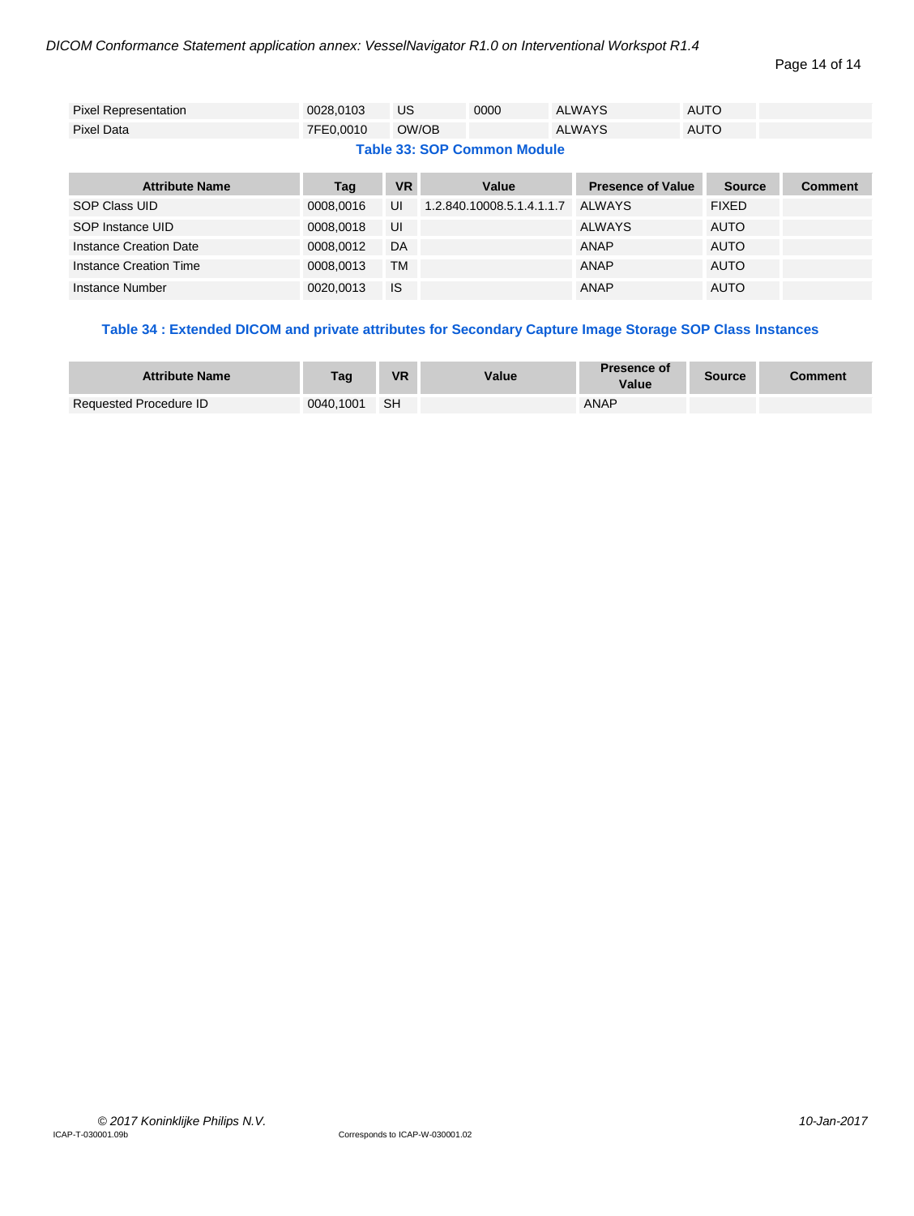| | | | | | | |
|---|---|---|---|---|---|---|
| Pixel Representation | 0028,0103 | US | 0000 | ALWAYS | AUTO | |
| Pixel Data | 7FE0,0010 | OW/OB | | ALWAYS | AUTO | |

**Table 33: SOP Common Module**

| Attribute Name | Tag | VR | Value | Presence of Value | Source | Comment |
|---|---|---|---|---|---|---|
| SOP Class UID | 0008,0016 | UI | 1.2.840.10008.5.1.4.1.1.7 | ALWAYS | FIXED | |
| SOP Instance UID | 0008,0018 | UI | | ALWAYS | AUTO | |
| Instance Creation Date | 0008,0012 | DA | | ANAP | AUTO | |
| Instance Creation Time | 0008,0013 | TM | | ANAP | AUTO | |
| Instance Number | 0020,0013 | IS | | ANAP | AUTO | |

**Table 34 : Extended DICOM and private attributes for Secondary Capture Image Storage SOP Class Instances**

| Attribute Name | Tag | VR | Value | Presence of Value | Source | Comment |
|---|---|---|---|---|---|---|
| Requested Procedure ID | 0040,1001 | SH | | ANAP | | |

*© 2017 Koninklijke Philips N.V.*

ICAP-T-030001.09b

Corresponds to ICAP-W-030001.02

*10-Jan-2017*